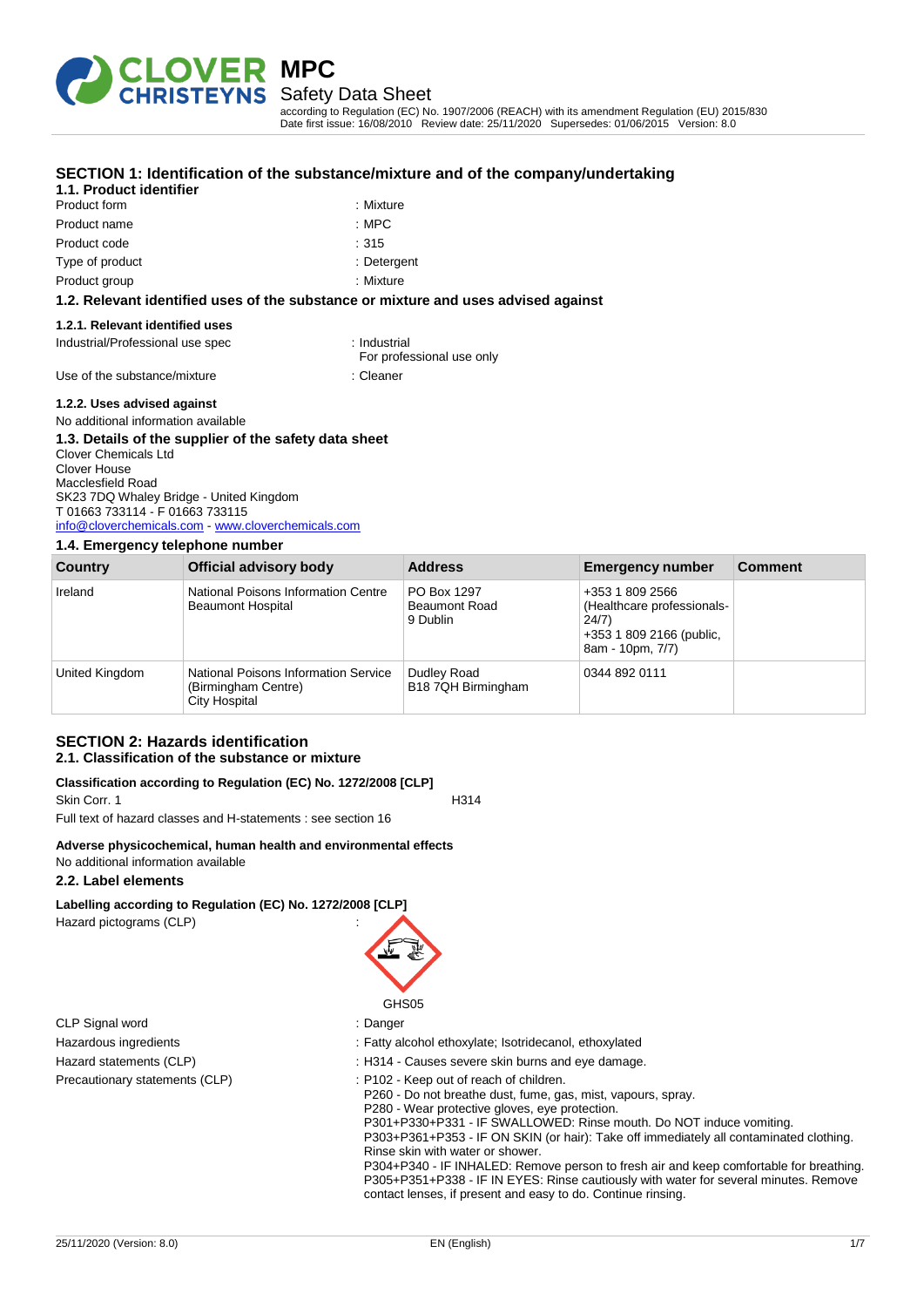# MPC

## Safety Data Sheet

according to Regulation (EC) No. 1907/2006 (REACH) with its amendment Regulation (EU) 2015/830
Date first issue: 16/08/2010 Review date: 25/11/2020 Supersedes: 01/06/2015 Version: 8.0

## SECTION 1: Identification of the substance/mixture and the company/undertaking

### 1.1. Product identifier

Product form : Mixture
Product name : MPC
Product code : 315
Type of product : Detergent
Product group : Mixture

### 1.2. Relevant identified uses of the substance or mixture and uses advised against

#### 1.2.1. Relevant identified uses

Industrial/Professional use spec : Industrial
For professional use only

Use of the substance/mixture : Cleaner

#### 1.2.2. Uses advised against

No additional information available

### 1.3. Details of the supplier of the safety data sheet

Clover Chemicals Ltd
Clover House
Macclesfield Road
SK23 7DQ Whaley Bridge - United Kingdom
T 01663 733114 - F 01663 733115
info@cloverchemicals.com - www.cloverchemicals.com

### 1.4. Emergency telephone number

| Country | Official advisory body | Address | Emergency number | Comment |
|---|---|---|---|---|
| Ireland | National Poisons Information Centre Beaumont Hospital | PO Box 1297 Beaumont Road 9 Dublin | +353 1 809 2566 (Healthcare professionals-24/7) +353 1 809 2166 (public, 8am - 10pm, 7/7) | |
| United Kingdom | National Poisons Information Service (Birmingham Centre) City Hospital | Dudley Road B18 7QH Birmingham | 0344 892 0111 | |

## SECTION 2: Hazards identification

### 2.1. Classification of the substance or mixture

**Classification according to Regulation (EC) No. 1272/2008 [CLP]**

Skin Corr. 1 H314

Full text of hazard classes and H-statements : see section 16

**Adverse physicochemical, human health and environmental effects**

No additional information available

### 2.2. Label elements

**Labelling according to Regulation (EC) No. 1272/2008 [CLP]**

Hazard pictograms (CLP) :

GHS05

CLP Signal word : Danger

Hazardous ingredients : Fatty alcohol ethoxylate; Isotridecanol, ethoxylated

Hazard statements (CLP) : H314 - Causes severe skin burns and eye damage.

Precautionary statements (CLP) : P102 - Keep out of reach of children.
P260 - Do not breathe dust, fume, gas, mist, vapours, spray.
P280 - Wear protective gloves, eye protection.
P301+P330+P331 - IF SWALLOWED: Rinse mouth. Do NOT induce vomiting.
P303+P361+P353 - IF ON SKIN (or hair): Take off immediately all contaminated clothing. Rinse skin with water or shower.
P304+P340 - IF INHALED: Remove person to fresh air and keep comfortable for breathing.
P305+P351+P338 - IF IN EYES: Rinse cautiously with water for several minutes. Remove contact lenses, if present and easy to do. Continue rinsing.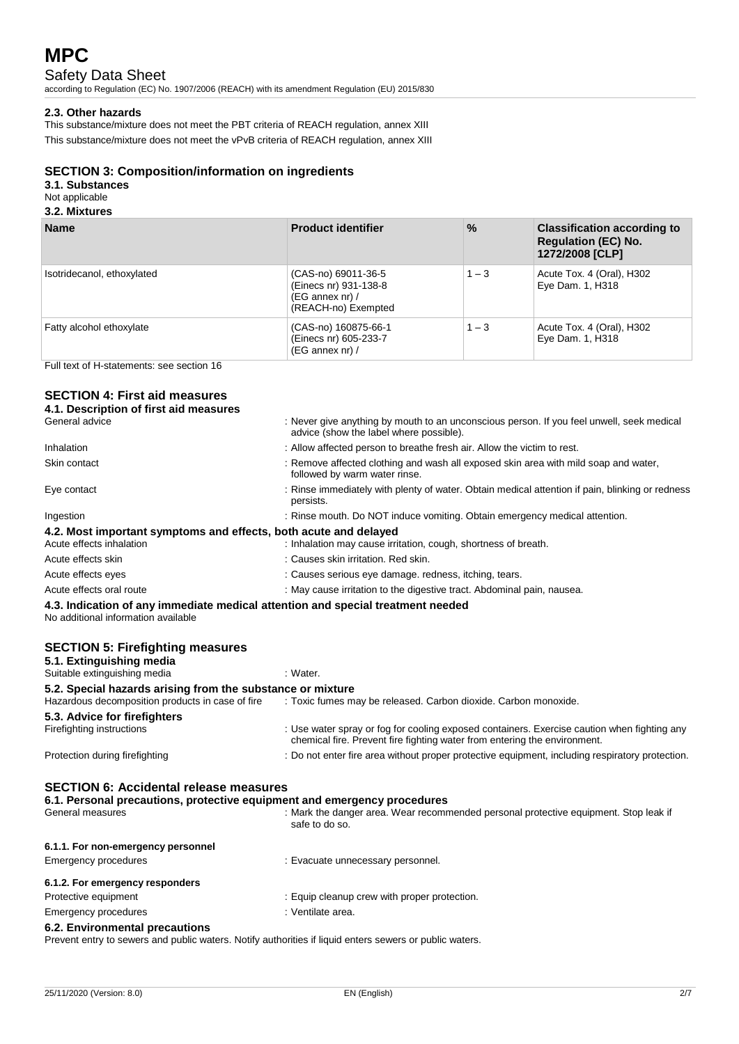#### 2.3. Other hazards

This substance/mixture does not meet the PBT criteria of REACH regulation, annex XIII

This substance/mixture does not meet the vPvB criteria of REACH regulation, annex XIII

## SECTION 3: Composition/information on ingredients

### 3.1. Substances

Not applicable

### 3.2. Mixtures

| Name | Product identifier | % | Classification according to Regulation (EC) No. 1272/2008 [CLP] |
|---|---|---|---|
| Isotridecanol, ethoxylated | (CAS-no) 69011-36-5<br>(Einecs nr) 931-138-8<br>(EG annex nr) /<br>(REACH-no) Exempted | 1 – 3 | Acute Tox. 4 (Oral), H302<br>Eye Dam. 1, H318 |
| Fatty alcohol ethoxylate | (CAS-no) 160875-66-1<br>(Einecs nr) 605-233-7<br>(EG annex nr) / | 1 – 3 | Acute Tox. 4 (Oral), H302<br>Eye Dam. 1, H318 |

Full text of H-statements: see section 16

## SECTION 4: First aid measures

### 4.1. Description of first aid measures

General advice : Never give anything by mouth to an unconscious person. If you feel unwell, seek medical advice (show the label where possible).

Inhalation : Allow affected person to breathe fresh air. Allow the victim to rest.

Skin contact : Remove affected clothing and wash all exposed skin area with mild soap and water, followed by warm water rinse.

Eye contact : Rinse immediately with plenty of water. Obtain medical attention if pain, blinking or redness persists.

Ingestion : Rinse mouth. Do NOT induce vomiting. Obtain emergency medical attention.

### 4.2. Most important symptoms and effects, both acute and delayed

Acute effects inhalation : Inhalation may cause irritation, cough, shortness of breath.

Acute effects skin : Causes skin irritation. Red skin.

Acute effects eyes : Causes serious eye damage. redness, itching, tears.

Acute effects oral route : May cause irritation to the digestive tract. Abdominal pain, nausea.

### 4.3. Indication of any immediate medical attention and special treatment needed

No additional information available

## SECTION 5: Firefighting measures

### 5.1. Extinguishing media

Suitable extinguishing media : Water.

### 5.2. Special hazards arising from the substance or mixture

Hazardous decomposition products in case of fire : Toxic fumes may be released. Carbon dioxide. Carbon monoxide.

### 5.3. Advice for firefighters

Firefighting instructions : Use water spray or fog for cooling exposed containers. Exercise caution when fighting any chemical fire. Prevent fire fighting water from entering the environment.

Protection during firefighting : Do not enter fire area without proper protective equipment, including respiratory protection.

## SECTION 6: Accidental release measures

### 6.1. Personal precautions, protective equipment and emergency procedures

General measures : Mark the danger area. Wear recommended personal protective equipment. Stop leak if safe to do so.

#### 6.1.1. For non-emergency personnel

Emergency procedures : Evacuate unnecessary personnel.

#### 6.1.2. For emergency responders

Protective equipment : Equip cleanup crew with proper protection.

Emergency procedures : Ventilate area.

### 6.2. Environmental precautions

Prevent entry to sewers and public waters. Notify authorities if liquid enters sewers or public waters.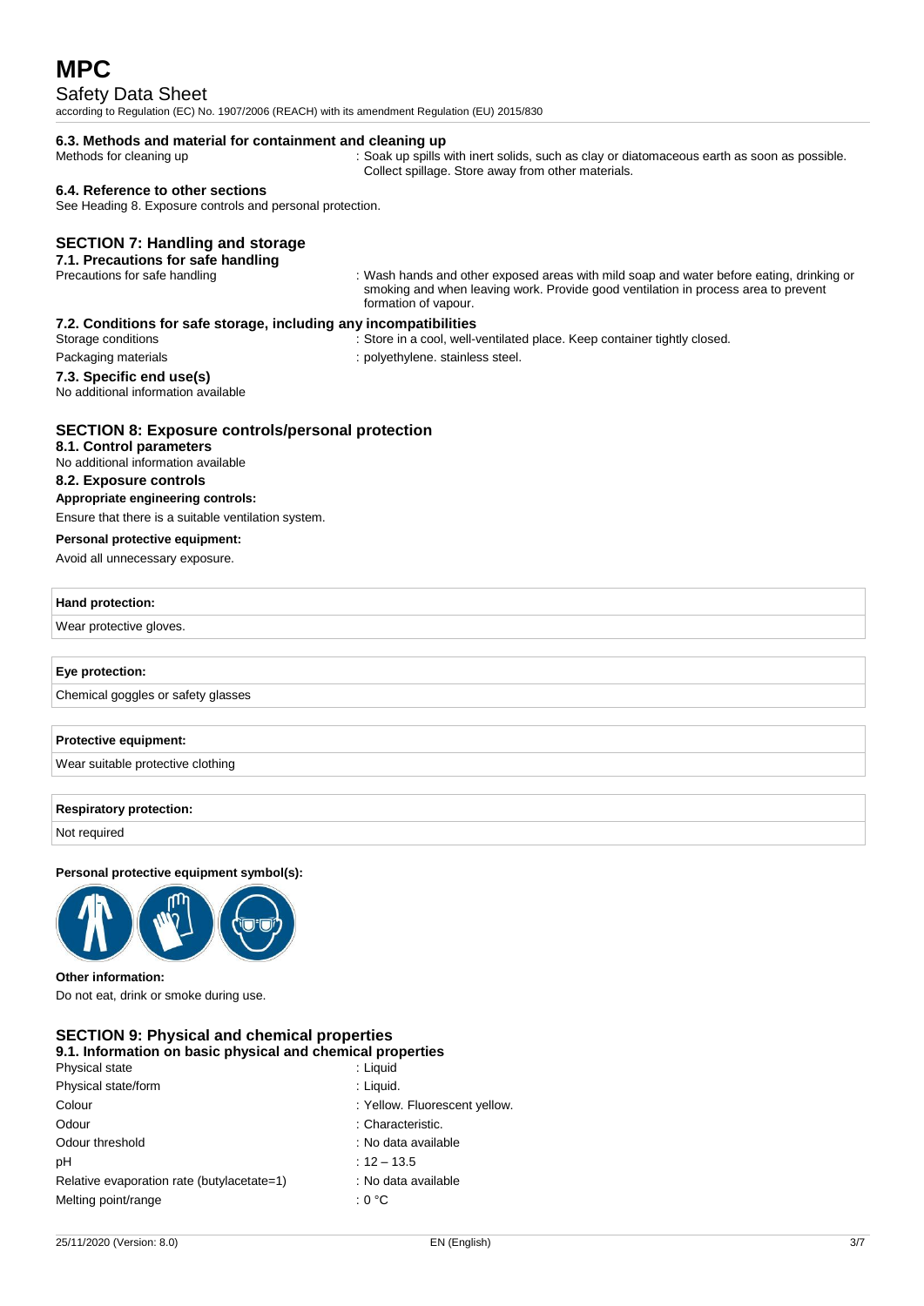#### 6.3. Methods and material for containment and cleaning up

Methods for cleaning up : Soak up spills with inert solids, such as clay or diatomaceous earth as soon as possible. Collect spillage. Store away from other materials.

#### 6.4. Reference to other sections

See Heading 8. Exposure controls and personal protection.

## SECTION 7: Handling and storage

#### 7.1. Precautions for safe handling

Precautions for safe handling : Wash hands and other exposed areas with mild soap and water before eating, drinking or smoking and when leaving work. Provide good ventilation in process area to prevent formation of vapour.

#### 7.2. Conditions for safe storage, including any incompatibilities

Storage conditions : Store in a cool, well-ventilated place. Keep container tightly closed.

Packaging materials : polyethylene. stainless steel.

#### 7.3. Specific end use(s)

No additional information available

## SECTION 8: Exposure controls/personal protection

#### 8.1. Control parameters

No additional information available

#### 8.2. Exposure controls

**Appropriate engineering controls:**

Ensure that there is a suitable ventilation system.

**Personal protective equipment:**

Avoid all unnecessary exposure.

| Hand protection: |
| --- |
| Wear protective gloves. |

| Eye protection: |
| --- |
| Chemical goggles or safety glasses |

| Protective equipment: |
| --- |
| Wear suitable protective clothing |

| Respiratory protection: |
| --- |
| Not required |

**Personal protective equipment symbol(s):**

**Other information:**

Do not eat, drink or smoke during use.

## SECTION 9: Physical and chemical properties

#### 9.1. Information on basic physical and chemical properties

| | |
| --- | --- |
| Physical state | : Liquid |
| Physical state/form | : Liquid. |
| Colour | : Yellow. Fluorescent yellow. |
| Odour | : Characteristic. |
| Odour threshold | : No data available |
| pH | : 12 – 13.5 |
| Relative evaporation rate (butylacetate=1) | : No data available |
| Melting point/range | : 0 °C |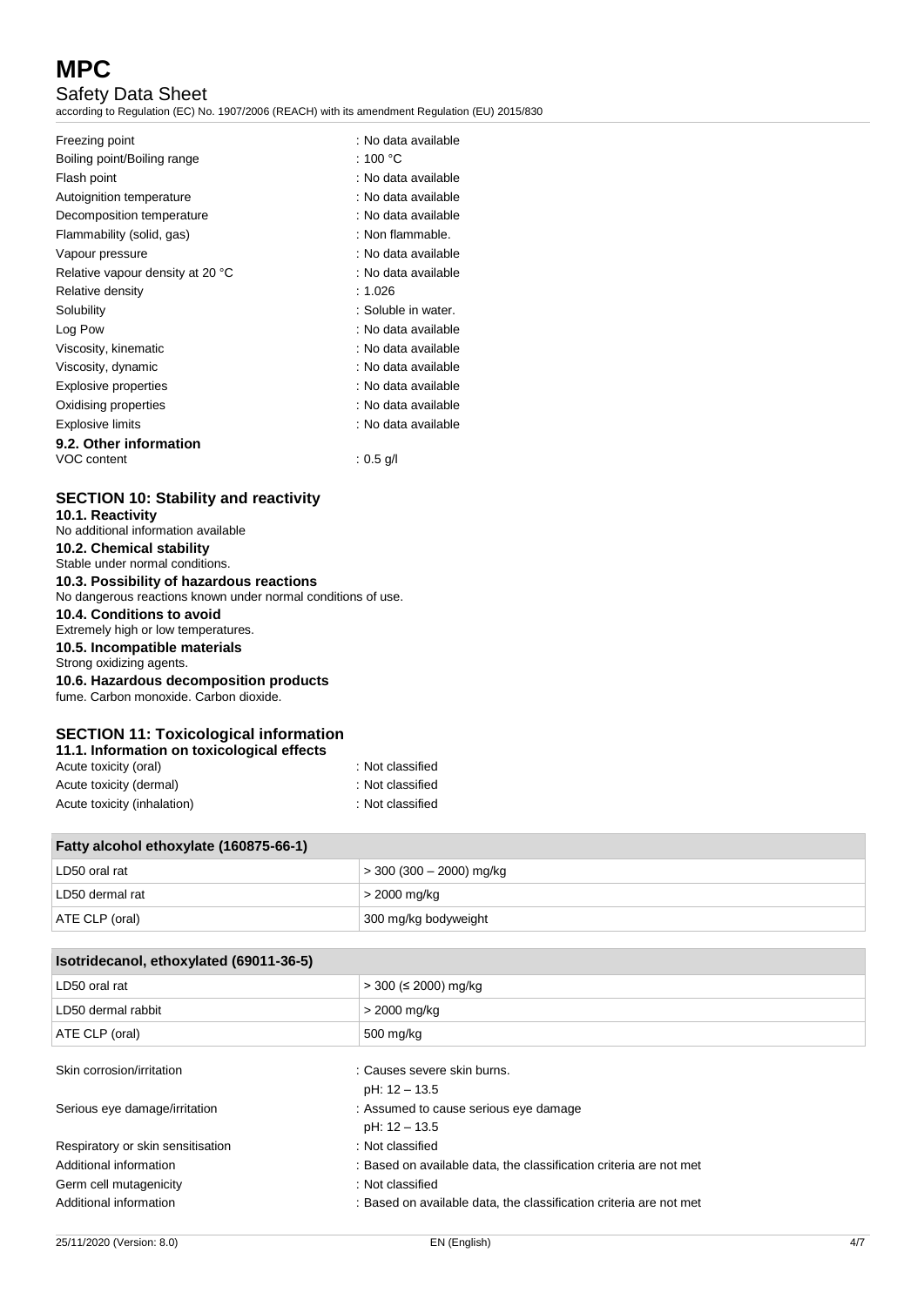| | |
|---|---|
| Freezing point | : No data available |
| Boiling point/Boiling range | : 100 °C |
| Flash point | : No data available |
| Autoignition temperature | : No data available |
| Decomposition temperature | : No data available |
| Flammability (solid, gas) | : Non flammable. |
| Vapour pressure | : No data available |
| Relative vapour density at 20 °C | : No data available |
| Relative density | : 1.026 |
| Solubility | : Soluble in water. |
| Log Pow | : No data available |
| Viscosity, kinematic | : No data available |
| Viscosity, dynamic | : No data available |
| Explosive properties | : No data available |
| Oxidising properties | : No data available |
| Explosive limits | : No data available |

### 9.2. Other information

| | |
|---|---|
| VOC content | : 0.5 g/l |

## SECTION 10: Stability and reactivity

### 10.1. Reactivity
No additional information available

### 10.2. Chemical stability
Stable under normal conditions.

### 10.3. Possibility of hazardous reactions
No dangerous reactions known under normal conditions of use.

### 10.4. Conditions to avoid
Extremely high or low temperatures.

### 10.5. Incompatible materials
Strong oxidizing agents.

### 10.6. Hazardous decomposition products
fume. Carbon monoxide. Carbon dioxide.

## SECTION 11: Toxicological information

### 11.1. Information on toxicological effects

| | |
|---|---|
| Acute toxicity (oral) | : Not classified |
| Acute toxicity (dermal) | : Not classified |
| Acute toxicity (inhalation) | : Not classified |

| Fatty alcohol ethoxylate (160875-66-1) | |
|---|---|
| LD50 oral rat | > 300 (300 – 2000) mg/kg |
| LD50 dermal rat | > 2000 mg/kg |
| ATE CLP (oral) | 300 mg/kg bodyweight |

| Isotridecanol, ethoxylated (69011-36-5) | |
|---|---|
| LD50 oral rat | > 300 (≤ 2000) mg/kg |
| LD50 dermal rabbit | > 2000 mg/kg |
| ATE CLP (oral) | 500 mg/kg |

| | |
|---|---|
| Skin corrosion/irritation | : Causes severe skin burns.<br>pH: 12 – 13.5 |
| Serious eye damage/irritation | : Assumed to cause serious eye damage<br>pH: 12 – 13.5 |
| Respiratory or skin sensitisation | : Not classified |
| Additional information | : Based on available data, the classification criteria are not met |
| Germ cell mutagenicity | : Not classified |
| Additional information | : Based on available data, the classification criteria are not met |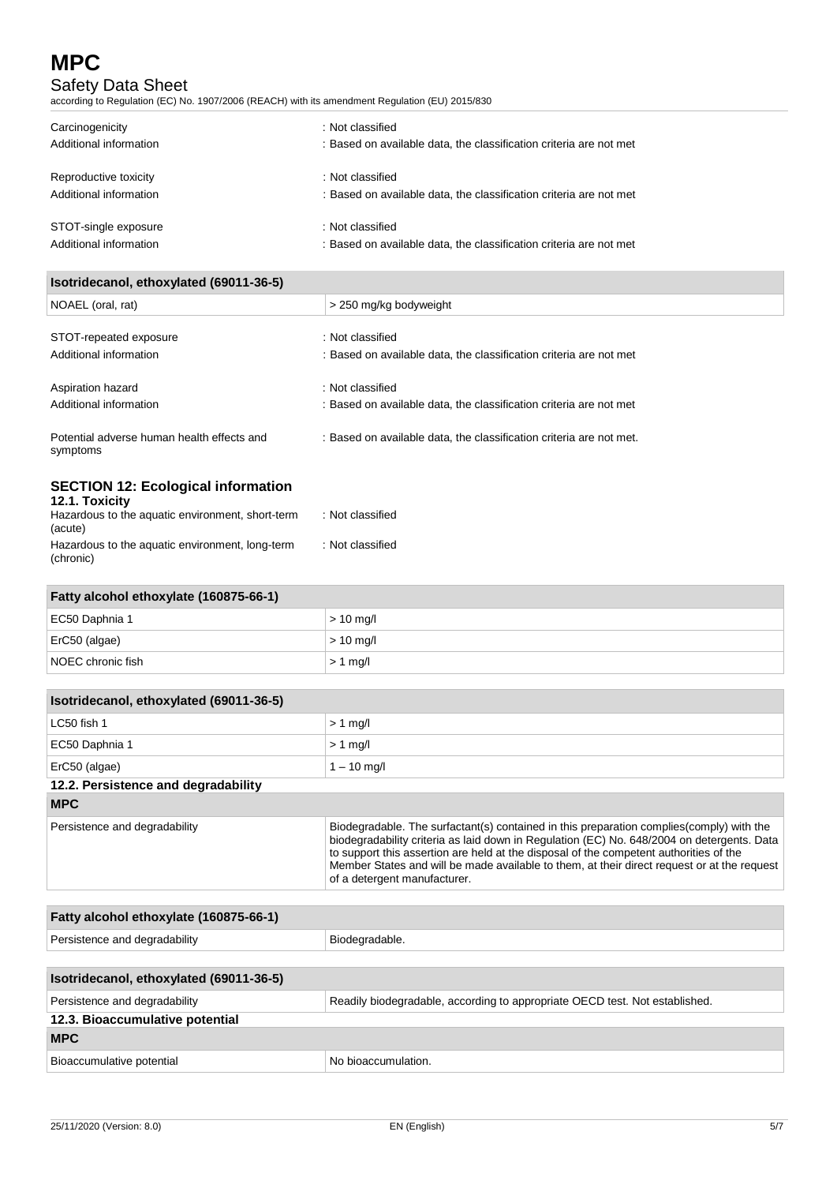| | |
|---|---|
| Carcinogenicity | : Not classified |
| Additional information | : Based on available data, the classification criteria are not met |
| Reproductive toxicity | : Not classified |
| Additional information | : Based on available data, the classification criteria are not met |
| STOT-single exposure | : Not classified |
| Additional information | : Based on available data, the classification criteria are not met |

| Isotridecanol, ethoxylated (69011-36-5) | |
|---|---|
| NOAEL (oral, rat) | > 250 mg/kg bodyweight |

| | |
|---|---|
| STOT-repeated exposure | : Not classified |
| Additional information | : Based on available data, the classification criteria are not met |
| Aspiration hazard | : Not classified |
| Additional information | : Based on available data, the classification criteria are not met |
| Potential adverse human health effects and symptoms | : Based on available data, the classification criteria are not met. |

## SECTION 12: Ecological information

### 12.1. Toxicity

| | |
|---|---|
| Hazardous to the aquatic environment, short-term (acute) | : Not classified |
| Hazardous to the aquatic environment, long-term (chronic) | : Not classified |

| Fatty alcohol ethoxylate (160875-66-1) | |
|---|---|
| EC50 Daphnia 1 | > 10 mg/l |
| ErC50 (algae) | > 10 mg/l |
| NOEC chronic fish | > 1 mg/l |

| Isotridecanol, ethoxylated (69011-36-5) | |
|---|---|
| LC50 fish 1 | > 1 mg/l |
| EC50 Daphnia 1 | > 1 mg/l |
| ErC50 (algae) | 1 – 10 mg/l |

### 12.2. Persistence and degradability

| MPC | |
|---|---|
| Persistence and degradability | Biodegradable. The surfactant(s) contained in this preparation complies(comply) with the biodegradability criteria as laid down in Regulation (EC) No. 648/2004 on detergents. Data to support this assertion are held at the disposal of the competent authorities of the Member States and will be made available to them, at their direct request or at the request of a detergent manufacturer. |

| Fatty alcohol ethoxylate (160875-66-1) | |
|---|---|
| Persistence and degradability | Biodegradable. |

| Isotridecanol, ethoxylated (69011-36-5) | |
|---|---|
| Persistence and degradability | Readily biodegradable, according to appropriate OECD test. Not established. |

### 12.3. Bioaccumulative potential

| MPC | |
|---|---|
| Bioaccumulative potential | No bioaccumulation. |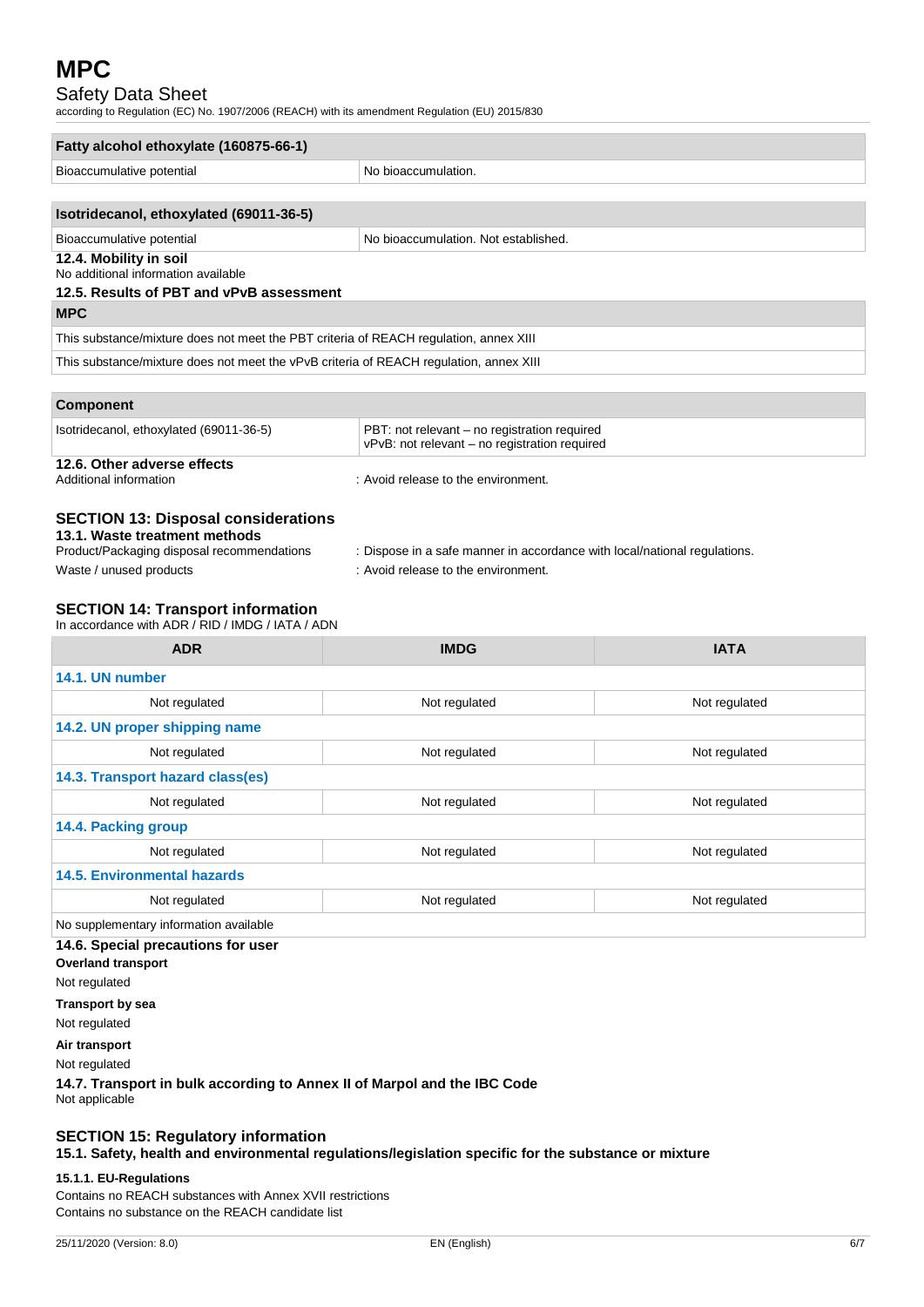| Fatty alcohol ethoxylate (160875-66-1) | |
|---|---|
| Bioaccumulative potential | No bioaccumulation. |

| Isotridecanol, ethoxylated (69011-36-5) | |
|---|---|
| Bioaccumulative potential | No bioaccumulation. Not established. |

### 12.4. Mobility in soil

No additional information available

### 12.5. Results of PBT and vPvB assessment

| MPC |
|---|
| This substance/mixture does not meet the PBT criteria of REACH regulation, annex XIII |
| This substance/mixture does not meet the vPvB criteria of REACH regulation, annex XIII |

| Component | |
|---|---|
| Isotridecanol, ethoxylated (69011-36-5) | PBT: not relevant – no registration required<br>vPvB: not relevant – no registration required |

### 12.6. Other adverse effects

Additional information : Avoid release to the environment.

## SECTION 13: Disposal considerations

### 13.1. Waste treatment methods

Product/Packaging disposal recommendations : Dispose in a safe manner in accordance with local/national regulations.

Waste / unused products : Avoid release to the environment.

## SECTION 14: Transport information

In accordance with ADR / RID / IMDG / IATA / ADN

| ADR | IMDG | IATA |
|---|---|---|
| **14.1. UN number** | | |
| Not regulated | Not regulated | Not regulated |
| **14.2. UN proper shipping name** | | |
| Not regulated | Not regulated | Not regulated |
| **14.3. Transport hazard class(es)** | | |
| Not regulated | Not regulated | Not regulated |
| **14.4. Packing group** | | |
| Not regulated | Not regulated | Not regulated |
| **14.5. Environmental hazards** | | |
| Not regulated | Not regulated | Not regulated |
| No supplementary information available | | |

### 14.6. Special precautions for user

**Overland transport**

Not regulated

**Transport by sea**

Not regulated

**Air transport**

Not regulated

### 14.7. Transport in bulk according to Annex II of Marpol and the IBC Code

Not applicable

## SECTION 15: Regulatory information

### 15.1. Safety, health and environmental regulations/legislation specific for the substance or mixture

#### 15.1.1. EU-Regulations

Contains no REACH substances with Annex XVII restrictions

Contains no substance on the REACH candidate list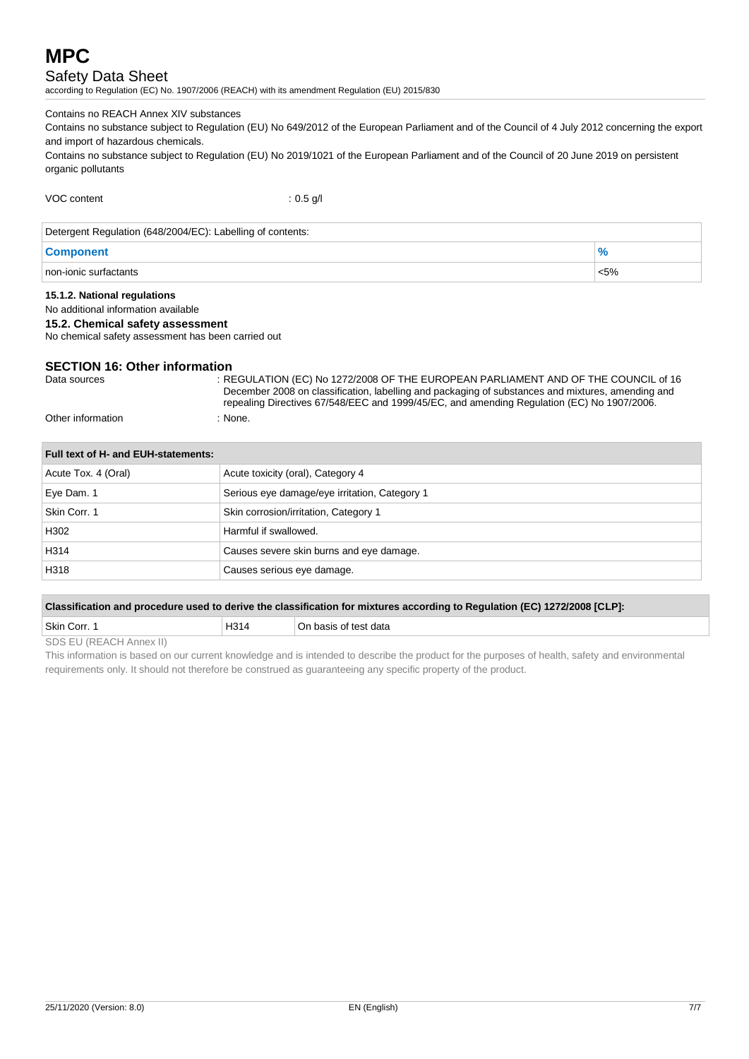Contains no REACH Annex XIV substances

Contains no substance subject to Regulation (EU) No 649/2012 of the European Parliament and of the Council of 4 July 2012 concerning the export and import of hazardous chemicals.

Contains no substance subject to Regulation (EU) No 2019/1021 of the European Parliament and of the Council of 20 June 2019 on persistent organic pollutants

VOC content : 0.5 g/l

| Detergent Regulation (648/2004/EC): Labelling of contents: | |
|---|---|
| **Component** | **%** |
| non-ionic surfactants | <5% |

#### 15.1.2. National regulations

No additional information available

### 15.2. Chemical safety assessment

No chemical safety assessment has been carried out

## SECTION 16: Other information

Data sources : REGULATION (EC) No 1272/2008 OF THE EUROPEAN PARLIAMENT AND OF THE COUNCIL of 16 December 2008 on classification, labelling and packaging of substances and mixtures, amending and repealing Directives 67/548/EEC and 1999/45/EC, and amending Regulation (EC) No 1907/2006.

Other information : None.

| Full text of H- and EUH-statements: | |
|---|---|
| Acute Tox. 4 (Oral) | Acute toxicity (oral), Category 4 |
| Eye Dam. 1 | Serious eye damage/eye irritation, Category 1 |
| Skin Corr. 1 | Skin corrosion/irritation, Category 1 |
| H302 | Harmful if swallowed. |
| H314 | Causes severe skin burns and eye damage. |
| H318 | Causes serious eye damage. |

| Classification and procedure used to derive the classification for mixtures according to Regulation (EC) 1272/2008 [CLP]: | | |
|---|---|---|
| Skin Corr. 1 | H314 | On basis of test data |

SDS EU (REACH Annex II)

This information is based on our current knowledge and is intended to describe the product for the purposes of health, safety and environmental requirements only. It should not therefore be construed as guaranteeing any specific property of the product.